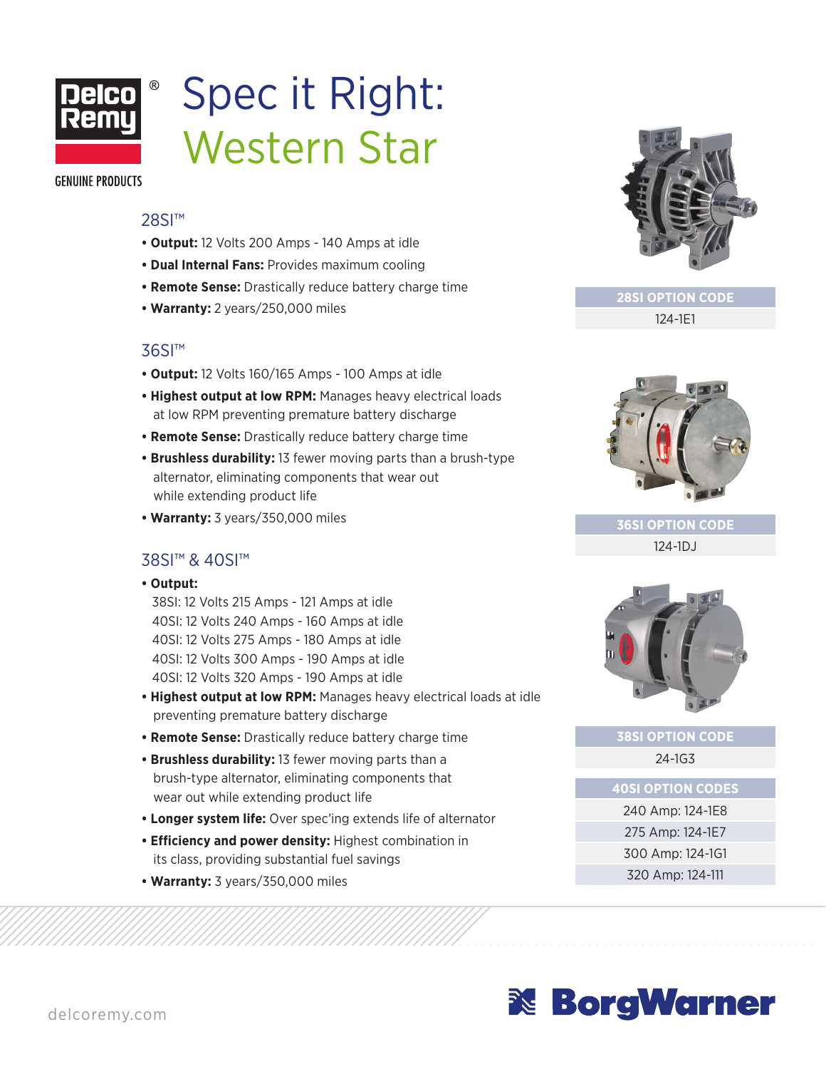Delco Remy®

GENUINE PRODUCTS

# Spec it Right: Western Star

## 28SI™

- **Output:** 12 Volts 200 Amps - 140 Amps at idle
- **Dual Internal Fans:** Provides maximum cooling
- **Remote Sense:** Drastically reduce battery charge time
- **Warranty:** 2 years/250,000 miles

| 28SI OPTION CODE |
|---|
| 124-1E1 |

## 36SI™

- **Output:** 12 Volts 160/165 Amps - 100 Amps at idle
- **Highest output at low RPM:** Manages heavy electrical loads at low RPM preventing premature battery discharge
- **Remote Sense:** Drastically reduce battery charge time
- **Brushless durability:** 13 fewer moving parts than a brush-type alternator, eliminating components that wear out while extending product life
- **Warranty:** 3 years/350,000 miles

| 36SI OPTION CODE |
|---|
| 124-1DJ |

## 38SI™ & 40SI™

- **Output:**
  38SI: 12 Volts 215 Amps - 121 Amps at idle
  40SI: 12 Volts 240 Amps - 160 Amps at idle
  40SI: 12 Volts 275 Amps - 180 Amps at idle
  40SI: 12 Volts 300 Amps - 190 Amps at idle
  40SI: 12 Volts 320 Amps - 190 Amps at idle
- **Highest output at low RPM:** Manages heavy electrical loads at idle preventing premature battery discharge
- **Remote Sense:** Drastically reduce battery charge time
- **Brushless durability:** 13 fewer moving parts than a brush-type alternator, eliminating components that wear out while extending product life
- **Longer system life:** Over spec'ing extends life of alternator
- **Efficiency and power density:** Highest combination in its class, providing substantial fuel savings
- **Warranty:** 3 years/350,000 miles

| 38SI OPTION CODE |
|---|
| 24-1G3 |

| 40SI OPTION CODES |
|---|
| 240 Amp: 124-1E8 |
| 275 Amp: 124-1E7 |
| 300 Amp: 124-1G1 |
| 320 Amp: 124-111 |

delcoremy.com

BorgWarner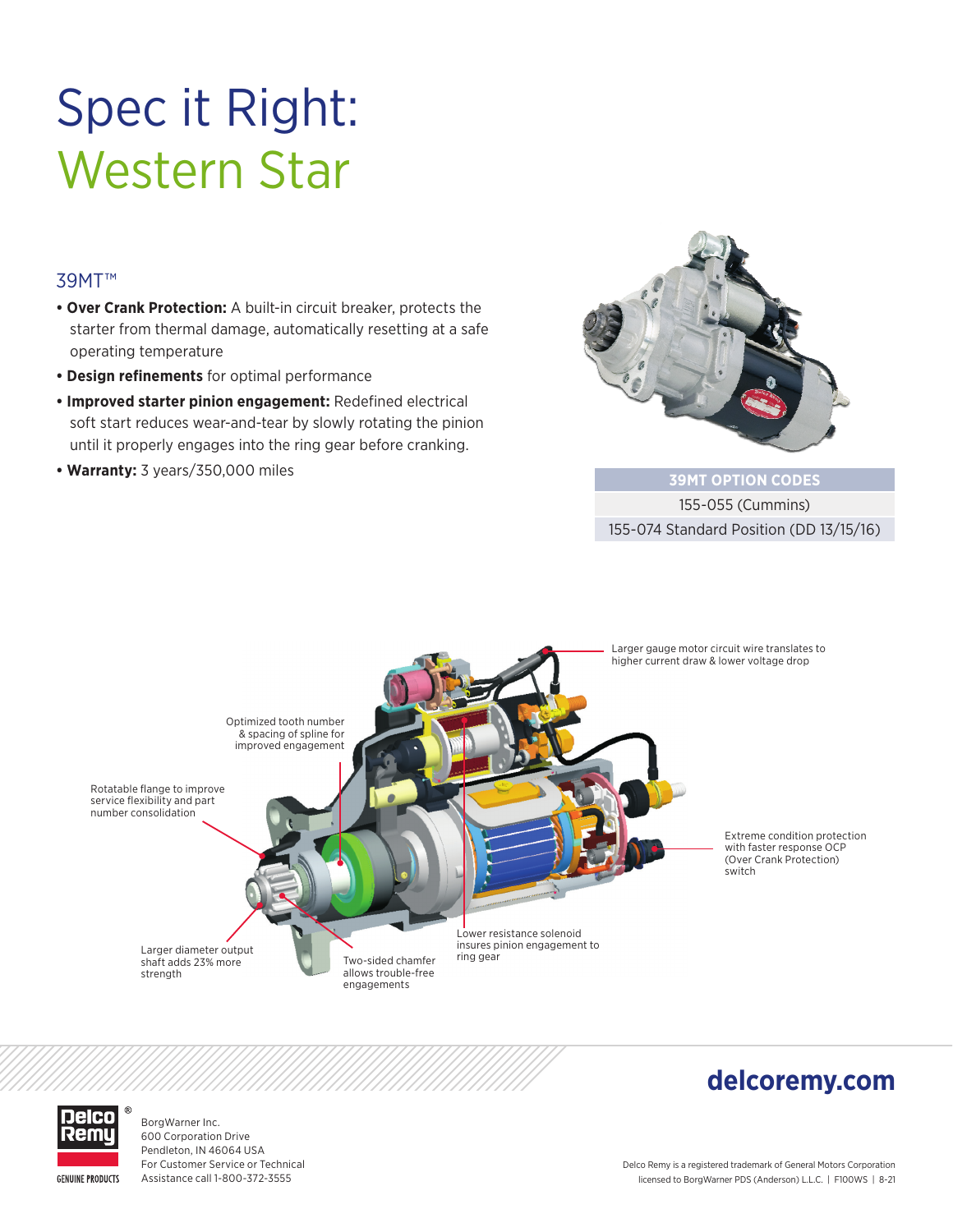# Spec it Right: Western Star

## 39MT™

- **Over Crank Protection:** A built-in circuit breaker, protects the starter from thermal damage, automatically resetting at a safe operating temperature
- **Design refinements** for optimal performance
- **Improved starter pinion engagement:** Redefined electrical soft start reduces wear-and-tear by slowly rotating the pinion until it properly engages into the ring gear before cranking.
- **Warranty:** 3 years/350,000 miles

| 39MT OPTION CODES |
|---|
| 155-055 (Cummins) |
| 155-074 Standard Position (DD 13/15/16) |

Larger gauge motor circuit wire translates to higher current draw & lower voltage drop

Optimized tooth number & spacing of spline for improved engagement

Rotatable flange to improve service flexibility and part number consolidation

Extreme condition protection with faster response OCP (Over Crank Protection) switch

Larger diameter output shaft adds 23% more strength

Two-sided chamfer allows trouble-free engagements

Lower resistance solenoid insures pinion engagement to ring gear

**delcoremy.com**

Delco Remy® GENUINE PRODUCTS

BorgWarner Inc.
600 Corporation Drive
Pendleton, IN 46064 USA
For Customer Service or Technical Assistance call 1-800-372-3555

Delco Remy is a registered trademark of General Motors Corporation licensed to BorgWarner PDS (Anderson) L.L.C. | F100WS | 8-21